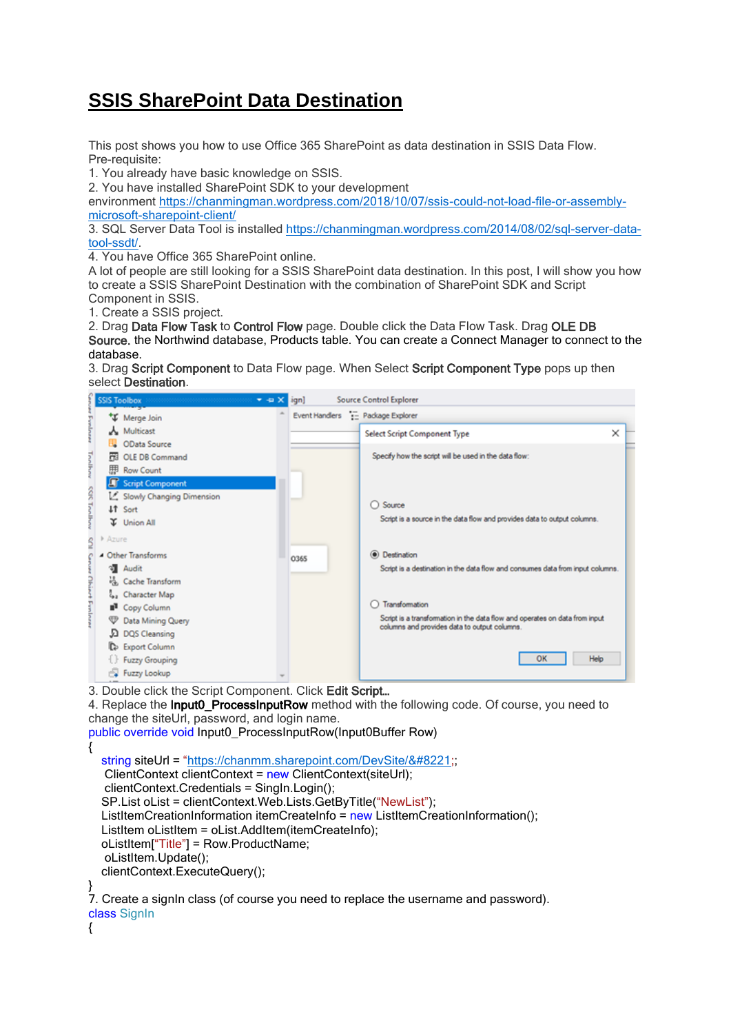# SSIS SharePoint Data Destination

This post shows you how to use Office 365 SharePoint as data destination in SSIS Data Flow.
Pre-requisite:
1. You already have basic knowledge on SSIS.
2. You have installed SharePoint SDK to your development environment https://chanmingman.wordpress.com/2018/10/07/ssis-could-not-load-file-or-assembly-microsoft-sharepoint-client/
3. SQL Server Data Tool is installed https://chanmingman.wordpress.com/2014/08/02/sql-server-data-tool-ssdt/.
4. You have Office 365 SharePoint online.

A lot of people are still looking for a SSIS SharePoint data destination. In this post, I will show you how to create a SSIS SharePoint Destination with the combination of SharePoint SDK and Script Component in SSIS.

1. Create a SSIS project.
2. Drag **Data Flow Task** to **Control Flow** page. Double click the Data Flow Task. Drag **OLE DB Source.** the Northwind database, Products table. You can create a Connect Manager to connect to the database.
3. Drag **Script Component** to Data Flow page. When Select **Script Component Type** pops up then select **Destination**.

3. Double click the Script Component. Click **Edit Script…**
4. Replace the **Input0_ProcessInputRow** method with the following code. Of course, you need to change the siteUrl, password, and login name.

```
public override void Input0_ProcessInputRow(Input0Buffer Row)
{
   string siteUrl = "https://chanmm.sharepoint.com/DevSite/&#8221;;
    ClientContext clientContext = new ClientContext(siteUrl);
    clientContext.Credentials = SingIn.Login();
   SP.List oList = clientContext.Web.Lists.GetByTitle("NewList");
   ListItemCreationInformation itemCreateInfo = new ListItemCreationInformation();
   ListItem oListItem = oList.AddItem(itemCreateInfo);
   oListItem["Title"] = Row.ProductName;
    oListItem.Update();
   clientContext.ExecuteQuery();
}
```

7. Create a signIn class (of course you need to replace the username and password).

```
class SignIn
{
```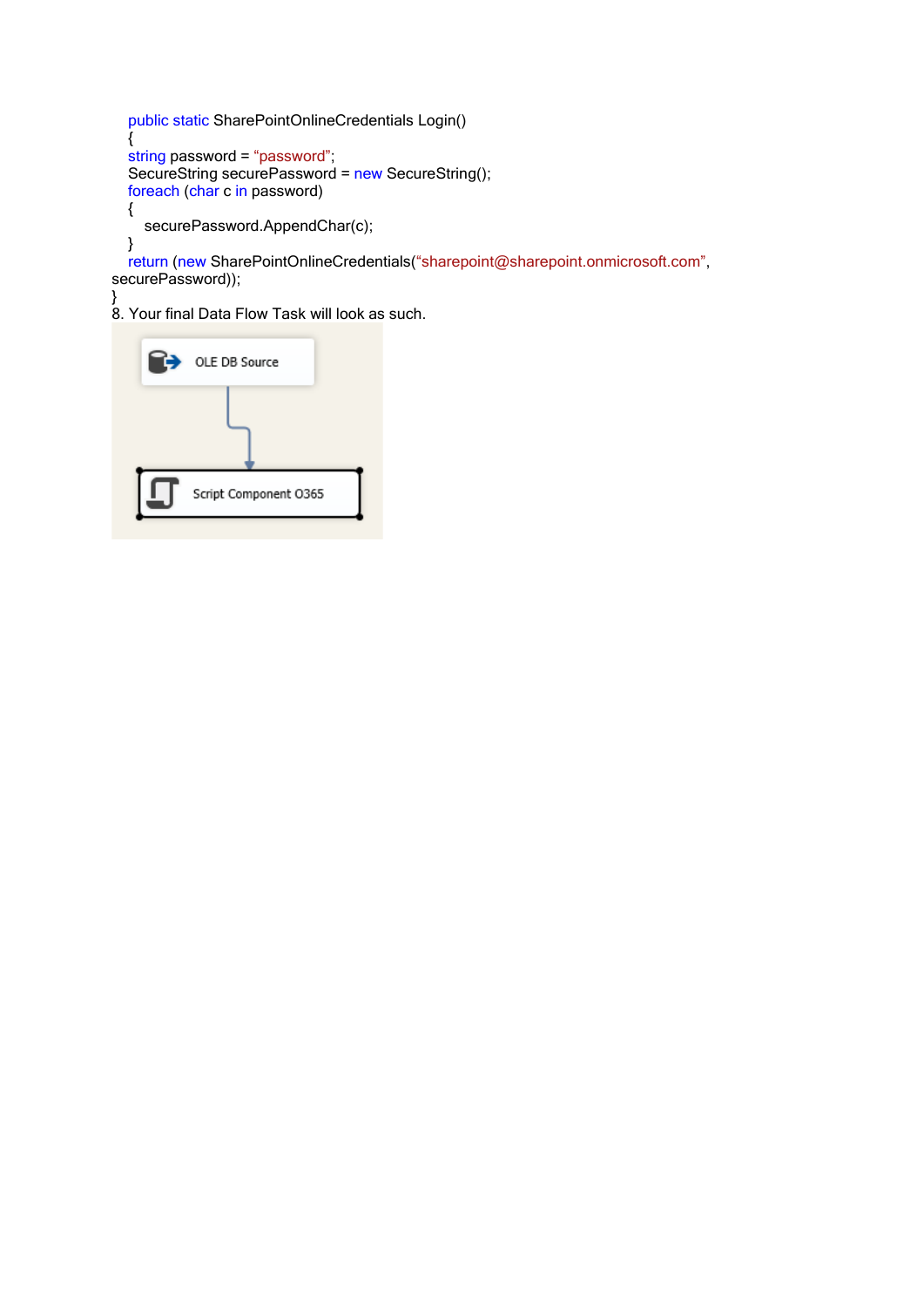```
public static SharePointOnlineCredentials Login()
{
string password = "password";
SecureString securePassword = new SecureString();
foreach (char c in password)
{
   securePassword.AppendChar(c);
}
return (new SharePointOnlineCredentials("sharepoint@sharepoint.onmicrosoft.com",
securePassword));
}
```

8. Your final Data Flow Task will look as such.

OLE DB Source

Script Component O365